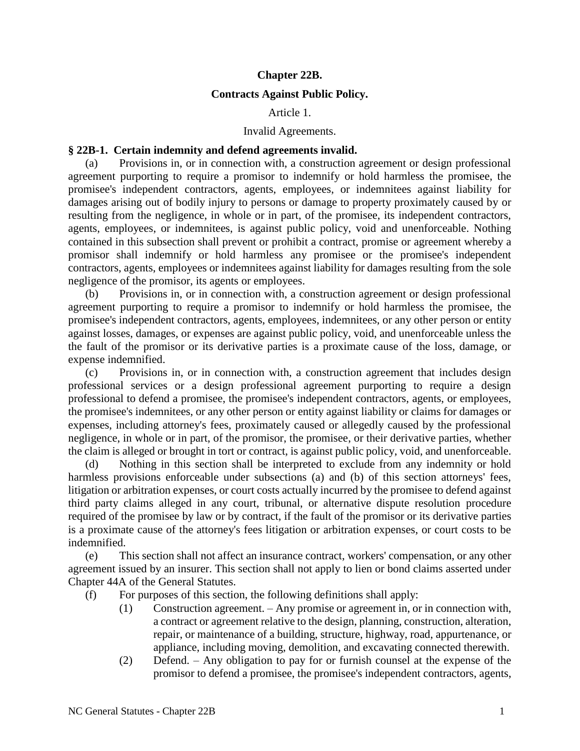# Chapter 22B.

## Contracts Against Public Policy.

### Article 1.

### Invalid Agreements.

**§ 22B-1. Certain indemnity and defend agreements invalid.**

(a) Provisions in, or in connection with, a construction agreement or design professional agreement purporting to require a promisor to indemnify or hold harmless the promisee, the promisee's independent contractors, agents, employees, or indemnitees against liability for damages arising out of bodily injury to persons or damage to property proximately caused by or resulting from the negligence, in whole or in part, of the promisee, its independent contractors, agents, employees, or indemnitees, is against public policy, void and unenforceable. Nothing contained in this subsection shall prevent or prohibit a contract, promise or agreement whereby a promisor shall indemnify or hold harmless any promisee or the promisee's independent contractors, agents, employees or indemnitees against liability for damages resulting from the sole negligence of the promisor, its agents or employees.

(b) Provisions in, or in connection with, a construction agreement or design professional agreement purporting to require a promisor to indemnify or hold harmless the promisee, the promisee's independent contractors, agents, employees, indemnitees, or any other person or entity against losses, damages, or expenses are against public policy, void, and unenforceable unless the the fault of the promisor or its derivative parties is a proximate cause of the loss, damage, or expense indemnified.

(c) Provisions in, or in connection with, a construction agreement that includes design professional services or a design professional agreement purporting to require a design professional to defend a promisee, the promisee's independent contractors, agents, or employees, the promisee's indemnitees, or any other person or entity against liability or claims for damages or expenses, including attorney's fees, proximately caused or allegedly caused by the professional negligence, in whole or in part, of the promisor, the promisee, or their derivative parties, whether the claim is alleged or brought in tort or contract, is against public policy, void, and unenforceable.

(d) Nothing in this section shall be interpreted to exclude from any indemnity or hold harmless provisions enforceable under subsections (a) and (b) of this section attorneys' fees, litigation or arbitration expenses, or court costs actually incurred by the promisee to defend against third party claims alleged in any court, tribunal, or alternative dispute resolution procedure required of the promisee by law or by contract, if the fault of the promisor or its derivative parties is a proximate cause of the attorney's fees litigation or arbitration expenses, or court costs to be indemnified.

(e) This section shall not affect an insurance contract, workers' compensation, or any other agreement issued by an insurer. This section shall not apply to lien or bond claims asserted under Chapter 44A of the General Statutes.

(f) For purposes of this section, the following definitions shall apply:

(1) Construction agreement. – Any promise or agreement in, or in connection with, a contract or agreement relative to the design, planning, construction, alteration, repair, or maintenance of a building, structure, highway, road, appurtenance, or appliance, including moving, demolition, and excavating connected therewith.

(2) Defend. – Any obligation to pay for or furnish counsel at the expense of the promisor to defend a promisee, the promisee's independent contractors, agents,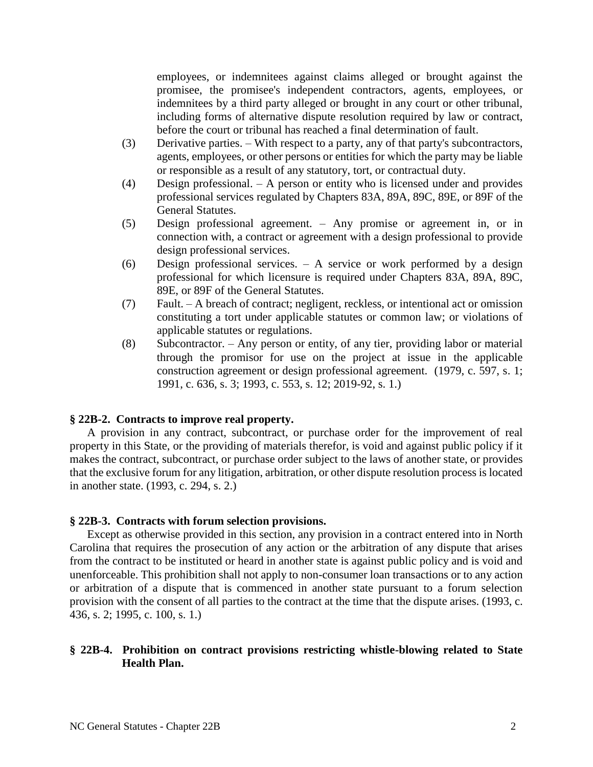employees, or indemnitees against claims alleged or brought against the promisee, the promisee's independent contractors, agents, employees, or indemnitees by a third party alleged or brought in any court or other tribunal, including forms of alternative dispute resolution required by law or contract, before the court or tribunal has reached a final determination of fault.

(3) Derivative parties. – With respect to a party, any of that party's subcontractors, agents, employees, or other persons or entities for which the party may be liable or responsible as a result of any statutory, tort, or contractual duty.

(4) Design professional. – A person or entity who is licensed under and provides professional services regulated by Chapters 83A, 89A, 89C, 89E, or 89F of the General Statutes.

(5) Design professional agreement. – Any promise or agreement in, or in connection with, a contract or agreement with a design professional to provide design professional services.

(6) Design professional services. – A service or work performed by a design professional for which licensure is required under Chapters 83A, 89A, 89C, 89E, or 89F of the General Statutes.

(7) Fault. – A breach of contract; negligent, reckless, or intentional act or omission constituting a tort under applicable statutes or common law; or violations of applicable statutes or regulations.

(8) Subcontractor. – Any person or entity, of any tier, providing labor or material through the promisor for use on the project at issue in the applicable construction agreement or design professional agreement. (1979, c. 597, s. 1; 1991, c. 636, s. 3; 1993, c. 553, s. 12; 2019-92, s. 1.)

**§ 22B-2. Contracts to improve real property.**

A provision in any contract, subcontract, or purchase order for the improvement of real property in this State, or the providing of materials therefor, is void and against public policy if it makes the contract, subcontract, or purchase order subject to the laws of another state, or provides that the exclusive forum for any litigation, arbitration, or other dispute resolution process is located in another state. (1993, c. 294, s. 2.)

**§ 22B-3. Contracts with forum selection provisions.**

Except as otherwise provided in this section, any provision in a contract entered into in North Carolina that requires the prosecution of any action or the arbitration of any dispute that arises from the contract to be instituted or heard in another state is against public policy and is void and unenforceable. This prohibition shall not apply to non-consumer loan transactions or to any action or arbitration of a dispute that is commenced in another state pursuant to a forum selection provision with the consent of all parties to the contract at the time that the dispute arises. (1993, c. 436, s. 2; 1995, c. 100, s. 1.)

**§ 22B-4. Prohibition on contract provisions restricting whistle-blowing related to State Health Plan.**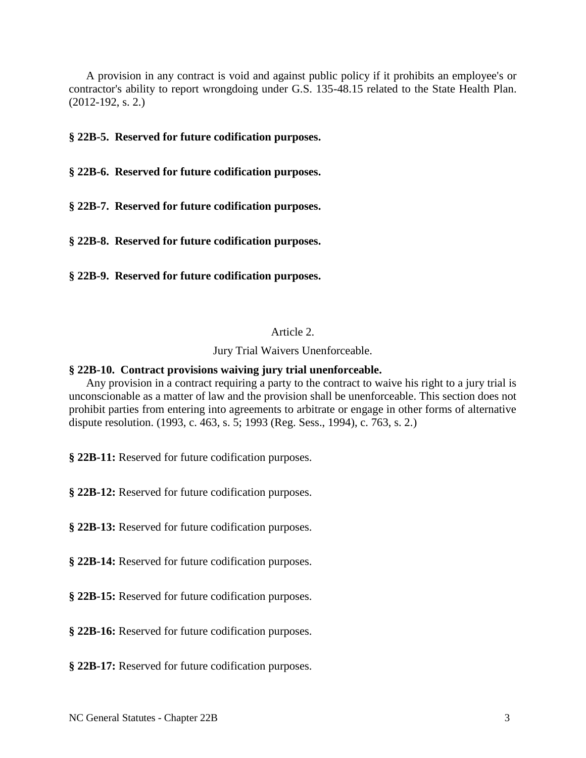A provision in any contract is void and against public policy if it prohibits an employee's or contractor's ability to report wrongdoing under G.S. 135-48.15 related to the State Health Plan. (2012-192, s. 2.)

**§ 22B-5. Reserved for future codification purposes.**

**§ 22B-6. Reserved for future codification purposes.**

**§ 22B-7. Reserved for future codification purposes.**

**§ 22B-8. Reserved for future codification purposes.**

**§ 22B-9. Reserved for future codification purposes.**

## Article 2.

## Jury Trial Waivers Unenforceable.

**§ 22B-10. Contract provisions waiving jury trial unenforceable.**

Any provision in a contract requiring a party to the contract to waive his right to a jury trial is unconscionable as a matter of law and the provision shall be unenforceable. This section does not prohibit parties from entering into agreements to arbitrate or engage in other forms of alternative dispute resolution. (1993, c. 463, s. 5; 1993 (Reg. Sess., 1994), c. 763, s. 2.)

**§ 22B-11:** Reserved for future codification purposes.

**§ 22B-12:** Reserved for future codification purposes.

**§ 22B-13:** Reserved for future codification purposes.

**§ 22B-14:** Reserved for future codification purposes.

**§ 22B-15:** Reserved for future codification purposes.

**§ 22B-16:** Reserved for future codification purposes.

**§ 22B-17:** Reserved for future codification purposes.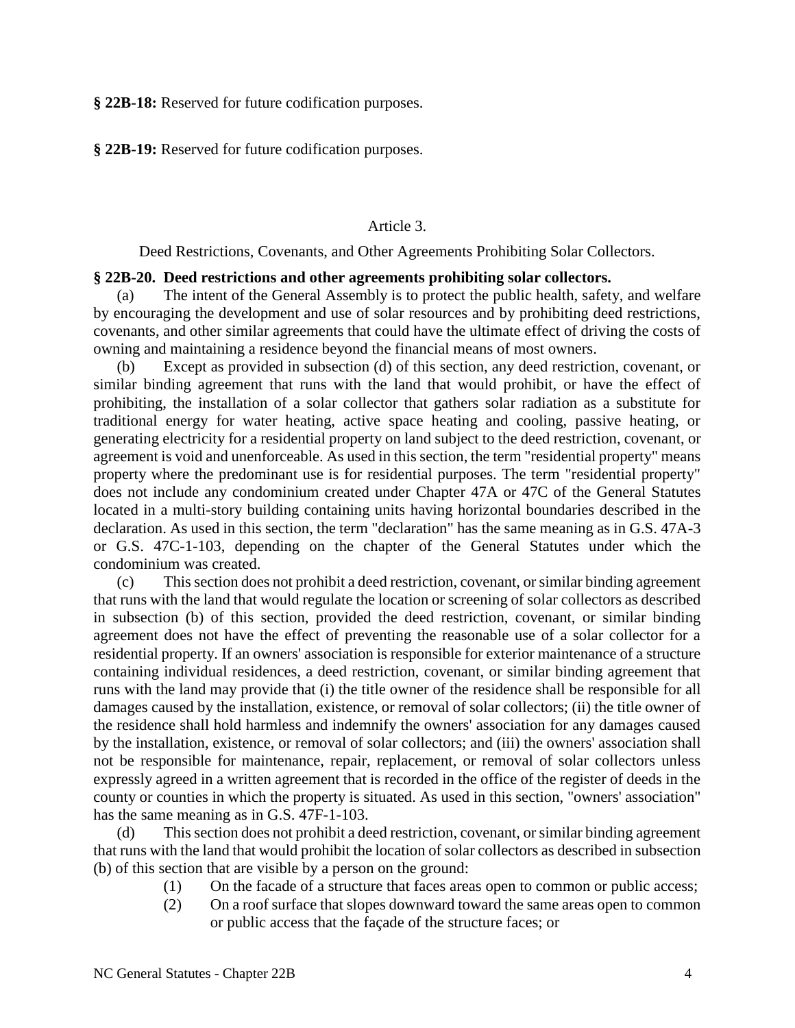**§ 22B-18:** Reserved for future codification purposes.

**§ 22B-19:** Reserved for future codification purposes.

Article 3.

Deed Restrictions, Covenants, and Other Agreements Prohibiting Solar Collectors.

**§ 22B-20. Deed restrictions and other agreements prohibiting solar collectors.**

(a) The intent of the General Assembly is to protect the public health, safety, and welfare by encouraging the development and use of solar resources and by prohibiting deed restrictions, covenants, and other similar agreements that could have the ultimate effect of driving the costs of owning and maintaining a residence beyond the financial means of most owners.

(b) Except as provided in subsection (d) of this section, any deed restriction, covenant, or similar binding agreement that runs with the land that would prohibit, or have the effect of prohibiting, the installation of a solar collector that gathers solar radiation as a substitute for traditional energy for water heating, active space heating and cooling, passive heating, or generating electricity for a residential property on land subject to the deed restriction, covenant, or agreement is void and unenforceable. As used in this section, the term "residential property" means property where the predominant use is for residential purposes. The term "residential property" does not include any condominium created under Chapter 47A or 47C of the General Statutes located in a multi-story building containing units having horizontal boundaries described in the declaration. As used in this section, the term "declaration" has the same meaning as in G.S. 47A-3 or G.S. 47C-1-103, depending on the chapter of the General Statutes under which the condominium was created.

(c) This section does not prohibit a deed restriction, covenant, or similar binding agreement that runs with the land that would regulate the location or screening of solar collectors as described in subsection (b) of this section, provided the deed restriction, covenant, or similar binding agreement does not have the effect of preventing the reasonable use of a solar collector for a residential property. If an owners' association is responsible for exterior maintenance of a structure containing individual residences, a deed restriction, covenant, or similar binding agreement that runs with the land may provide that (i) the title owner of the residence shall be responsible for all damages caused by the installation, existence, or removal of solar collectors; (ii) the title owner of the residence shall hold harmless and indemnify the owners' association for any damages caused by the installation, existence, or removal of solar collectors; and (iii) the owners' association shall not be responsible for maintenance, repair, replacement, or removal of solar collectors unless expressly agreed in a written agreement that is recorded in the office of the register of deeds in the county or counties in which the property is situated. As used in this section, "owners' association" has the same meaning as in G.S. 47F-1-103.

(d) This section does not prohibit a deed restriction, covenant, or similar binding agreement that runs with the land that would prohibit the location of solar collectors as described in subsection (b) of this section that are visible by a person on the ground:

(1) On the facade of a structure that faces areas open to common or public access;

(2) On a roof surface that slopes downward toward the same areas open to common or public access that the façade of the structure faces; or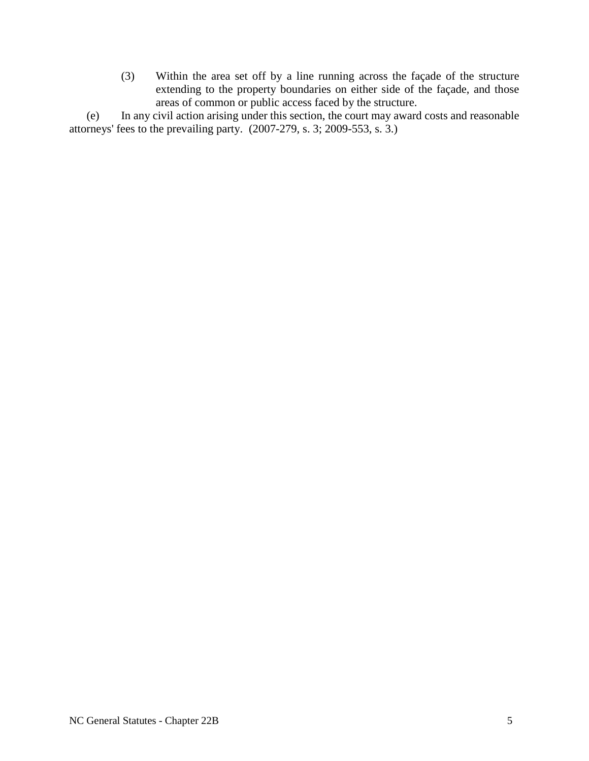(3) Within the area set off by a line running across the façade of the structure extending to the property boundaries on either side of the façade, and those areas of common or public access faced by the structure.

(e) In any civil action arising under this section, the court may award costs and reasonable attorneys' fees to the prevailing party. (2007-279, s. 3; 2009-553, s. 3.)